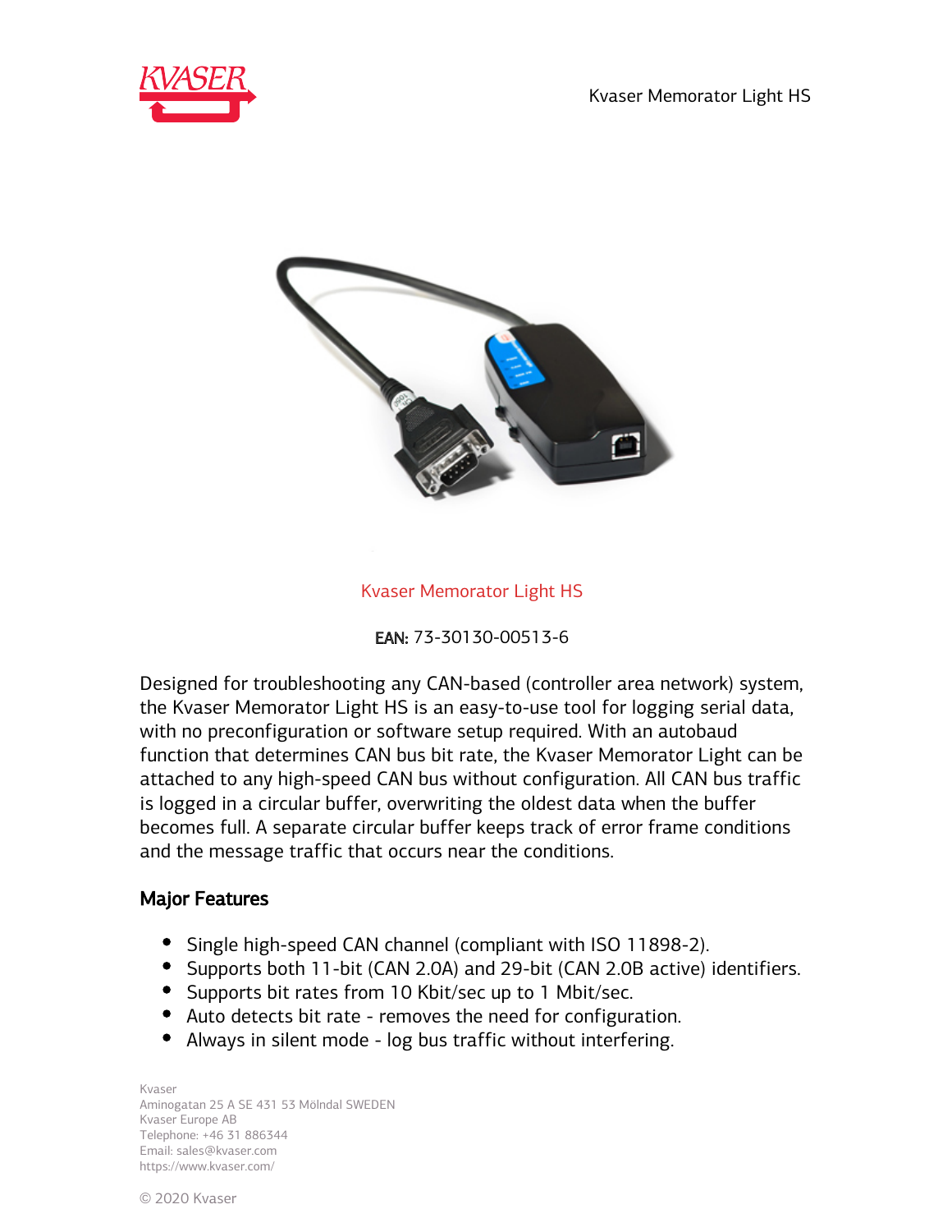# Kvaser Memorator Light HS

**EAN:** 73-30130-00513-6

Designed for troubleshooting any CAN-based (controller area network) system, the Kvaser Memorator Light HS is an easy-to-use tool for logging serial data, with no preconfiguration or software setup required. With an autobaud function that determines CAN bus bit rate, the Kvaser Memorator Light can be attached to any high-speed CAN bus without configuration. All CAN bus traffic is logged in a circular buffer, overwriting the oldest data when the buffer becomes full. A separate circular buffer keeps track of error frame conditions and the message traffic that occurs near the conditions.

## Major Features

- Single high-speed CAN channel (compliant with ISO 11898-2).
- Supports both 11-bit (CAN 2.0A) and 29-bit (CAN 2.0B active) identifiers.
- Supports bit rates from 10 Kbit/sec up to 1 Mbit/sec.
- Auto detects bit rate - removes the need for configuration.
- Always in silent mode - log bus traffic without interfering.

Kvaser
Aminogatan 25 A SE 431 53 Mölndal SWEDEN
Kvaser Europe AB
Telephone: +46 31 886344
Email: sales@kvaser.com
https://www.kvaser.com/

© 2020 Kvaser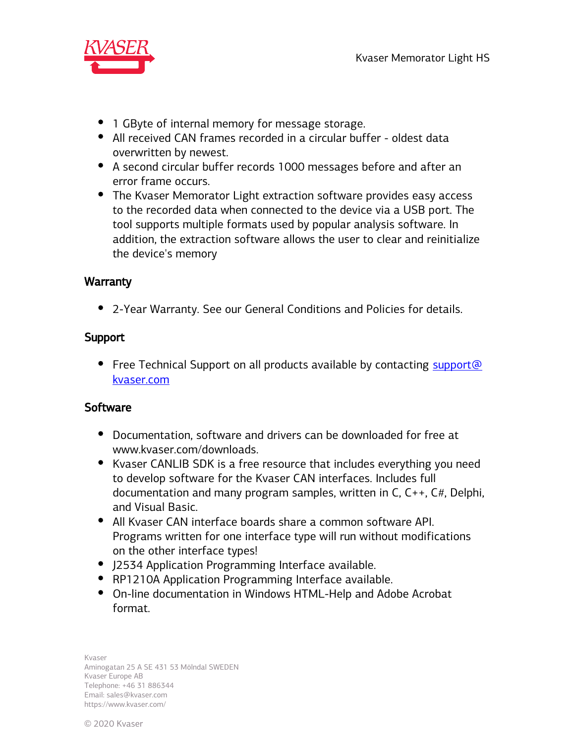- 1 GByte of internal memory for message storage.
- All received CAN frames recorded in a circular buffer - oldest data overwritten by newest.
- A second circular buffer records 1000 messages before and after an error frame occurs.
- The Kvaser Memorator Light extraction software provides easy access to the recorded data when connected to the device via a USB port. The tool supports multiple formats used by popular analysis software. In addition, the extraction software allows the user to clear and reinitialize the device's memory

## Warranty

- 2-Year Warranty. See our General Conditions and Policies for details.

## Support

- Free Technical Support on all products available by contacting [support@kvaser.com](mailto:support@kvaser.com)

## Software

- Documentation, software and drivers can be downloaded for free at www.kvaser.com/downloads.
- Kvaser CANLIB SDK is a free resource that includes everything you need to develop software for the Kvaser CAN interfaces. Includes full documentation and many program samples, written in C, C++, C#, Delphi, and Visual Basic.
- All Kvaser CAN interface boards share a common software API. Programs written for one interface type will run without modifications on the other interface types!
- J2534 Application Programming Interface available.
- RP1210A Application Programming Interface available.
- On-line documentation in Windows HTML-Help and Adobe Acrobat format.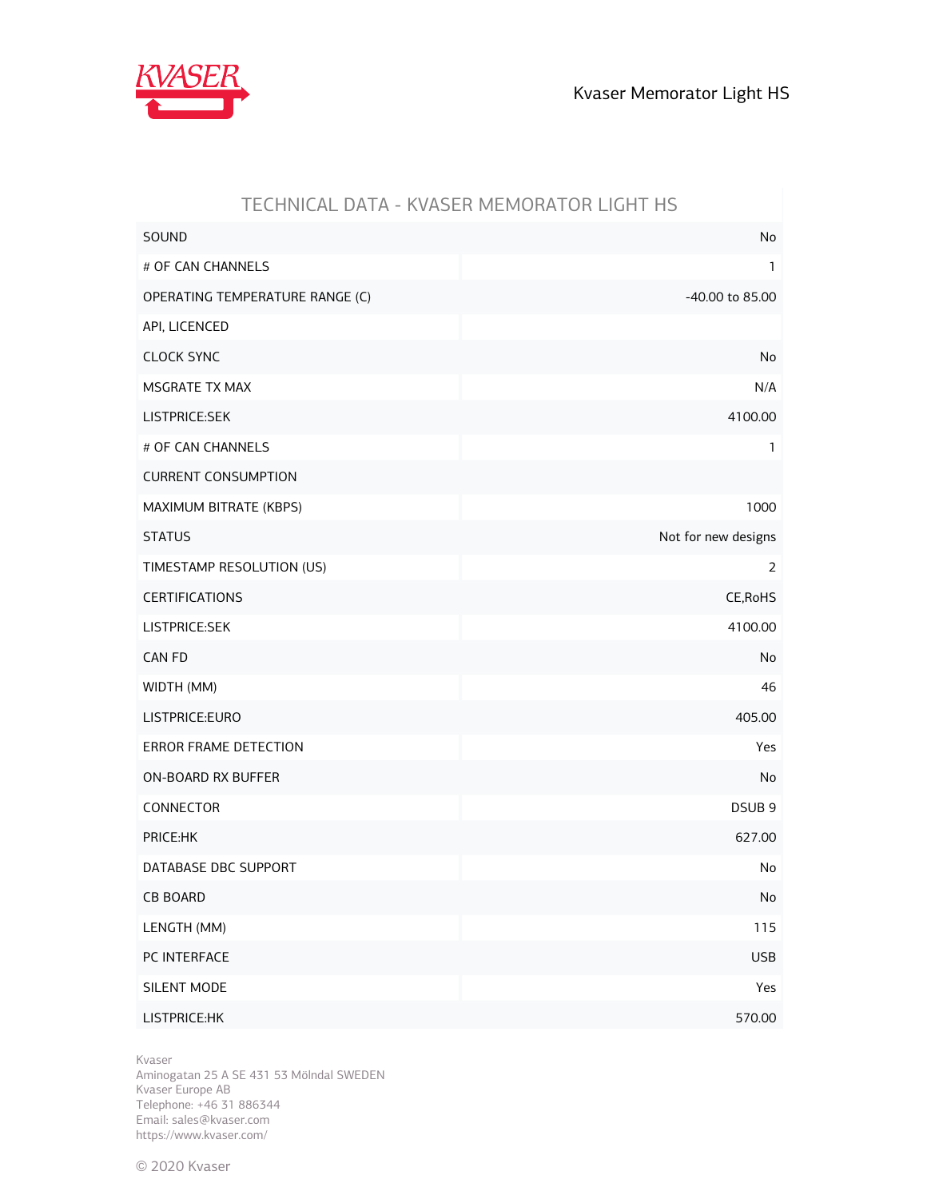## TECHNICAL DATA - KVASER MEMORATOR LIGHT HS

| | |
|---|---|
| SOUND | No |
| # OF CAN CHANNELS | 1 |
| OPERATING TEMPERATURE RANGE (C) | -40.00 to 85.00 |
| API, LICENCED | |
| CLOCK SYNC | No |
| MSGRATE TX MAX | N/A |
| LISTPRICE:SEK | 4100.00 |
| # OF CAN CHANNELS | 1 |
| CURRENT CONSUMPTION | |
| MAXIMUM BITRATE (KBPS) | 1000 |
| STATUS | Not for new designs |
| TIMESTAMP RESOLUTION (US) | 2 |
| CERTIFICATIONS | CE,RoHS |
| LISTPRICE:SEK | 4100.00 |
| CAN FD | No |
| WIDTH (MM) | 46 |
| LISTPRICE:EURO | 405.00 |
| ERROR FRAME DETECTION | Yes |
| ON-BOARD RX BUFFER | No |
| CONNECTOR | DSUB 9 |
| PRICE:HK | 627.00 |
| DATABASE DBC SUPPORT | No |
| CB BOARD | No |
| LENGTH (MM) | 115 |
| PC INTERFACE | USB |
| SILENT MODE | Yes |
| LISTPRICE:HK | 570.00 |

Kvaser
Aminogatan 25 A SE 431 53 Mölndal SWEDEN
Kvaser Europe AB
Telephone: +46 31 886344
Email: sales@kvaser.com
https://www.kvaser.com/

© 2020 Kvaser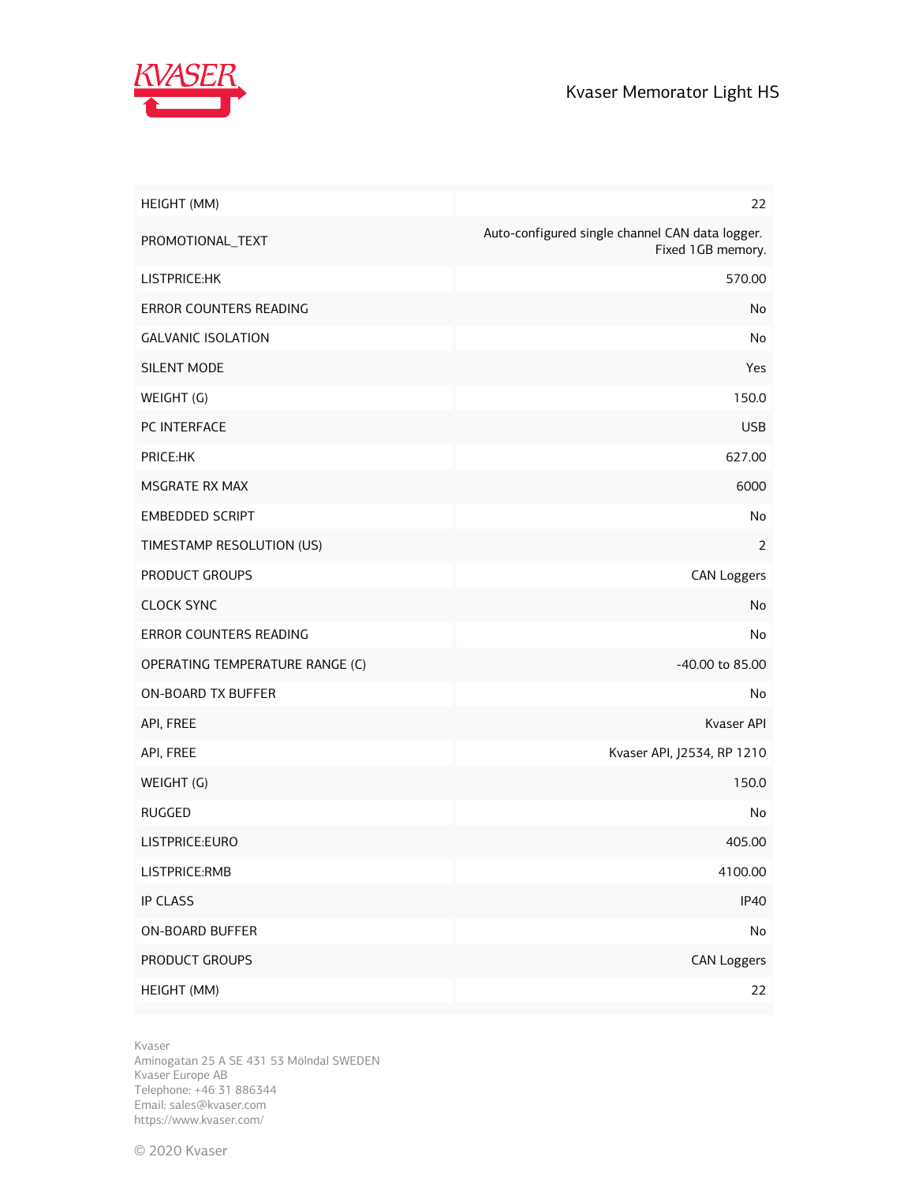| | |
|---|---|
| HEIGHT (MM) | 22 |
| PROMOTIONAL_TEXT | Auto-configured single channel CAN data logger. Fixed 1GB memory. |
| LISTPRICE:HK | 570.00 |
| ERROR COUNTERS READING | No |
| GALVANIC ISOLATION | No |
| SILENT MODE | Yes |
| WEIGHT (G) | 150.0 |
| PC INTERFACE | USB |
| PRICE:HK | 627.00 |
| MSGRATE RX MAX | 6000 |
| EMBEDDED SCRIPT | No |
| TIMESTAMP RESOLUTION (US) | 2 |
| PRODUCT GROUPS | CAN Loggers |
| CLOCK SYNC | No |
| ERROR COUNTERS READING | No |
| OPERATING TEMPERATURE RANGE (C) | -40.00 to 85.00 |
| ON-BOARD TX BUFFER | No |
| API, FREE | Kvaser API |
| API, FREE | Kvaser API, J2534, RP 1210 |
| WEIGHT (G) | 150.0 |
| RUGGED | No |
| LISTPRICE:EURO | 405.00 |
| LISTPRICE:RMB | 4100.00 |
| IP CLASS | IP40 |
| ON-BOARD BUFFER | No |
| PRODUCT GROUPS | CAN Loggers |
| HEIGHT (MM) | 22 |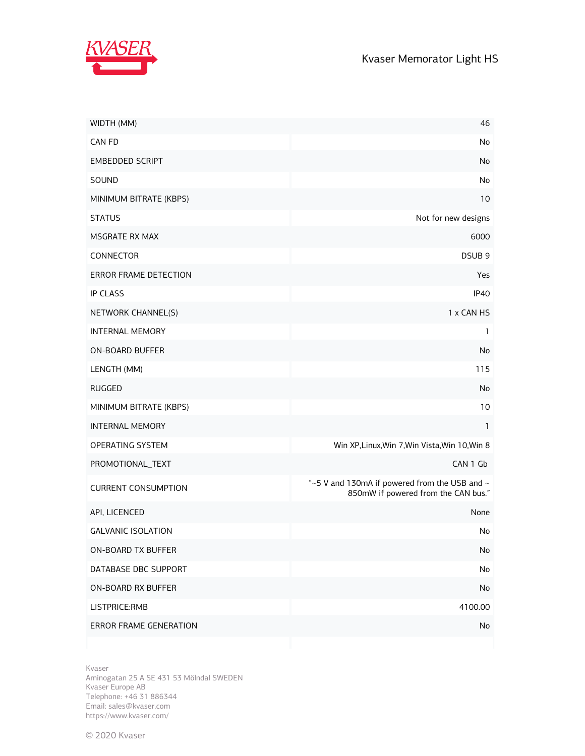| | |
|---|---|
| WIDTH (MM) | 46 |
| CAN FD | No |
| EMBEDDED SCRIPT | No |
| SOUND | No |
| MINIMUM BITRATE (KBPS) | 10 |
| STATUS | Not for new designs |
| MSGRATE RX MAX | 6000 |
| CONNECTOR | DSUB 9 |
| ERROR FRAME DETECTION | Yes |
| IP CLASS | IP40 |
| NETWORK CHANNEL(S) | 1 x CAN HS |
| INTERNAL MEMORY | 1 |
| ON-BOARD BUFFER | No |
| LENGTH (MM) | 115 |
| RUGGED | No |
| MINIMUM BITRATE (KBPS) | 10 |
| INTERNAL MEMORY | 1 |
| OPERATING SYSTEM | Win XP,Linux,Win 7,Win Vista,Win 10,Win 8 |
| PROMOTIONAL_TEXT | CAN 1 Gb |
| CURRENT CONSUMPTION | "~5 V and 130mA if powered from the USB and ~ 850mW if powered from the CAN bus." |
| API, LICENCED | None |
| GALVANIC ISOLATION | No |
| ON-BOARD TX BUFFER | No |
| DATABASE DBC SUPPORT | No |
| ON-BOARD RX BUFFER | No |
| LISTPRICE:RMB | 4100.00 |
| ERROR FRAME GENERATION | No |
| | |

Kvaser
Aminogatan 25 A SE 431 53 Mölndal SWEDEN
Kvaser Europe AB
Telephone: +46 31 886344
Email: sales@kvaser.com
https://www.kvaser.com/

© 2020 Kvaser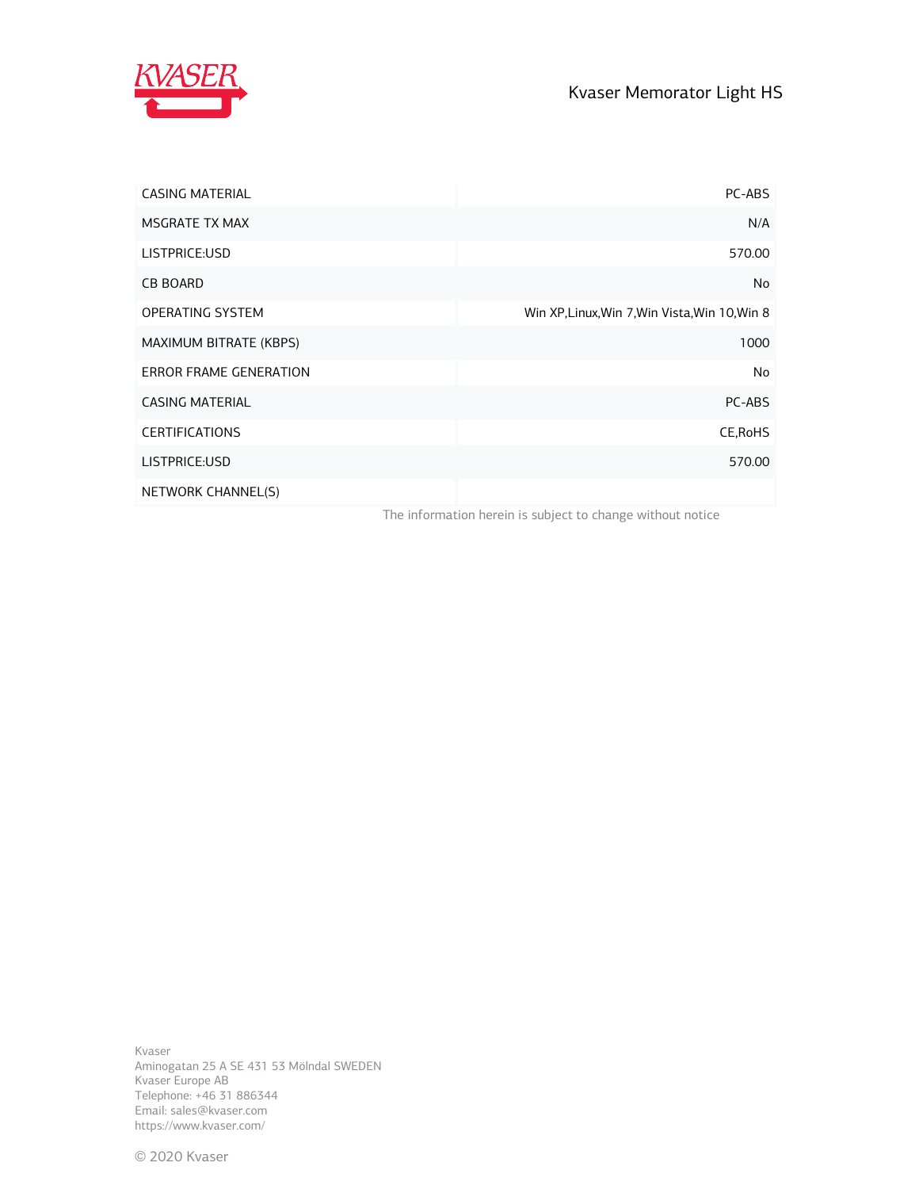| | |
|---|---|
| CASING MATERIAL | PC-ABS |
| MSGRATE TX MAX | N/A |
| LISTPRICE:USD | 570.00 |
| CB BOARD | No |
| OPERATING SYSTEM | Win XP,Linux,Win 7,Win Vista,Win 10,Win 8 |
| MAXIMUM BITRATE (KBPS) | 1000 |
| ERROR FRAME GENERATION | No |
| CASING MATERIAL | PC-ABS |
| CERTIFICATIONS | CE,RoHS |
| LISTPRICE:USD | 570.00 |
| NETWORK CHANNEL(S) | |

The information herein is subject to change without notice